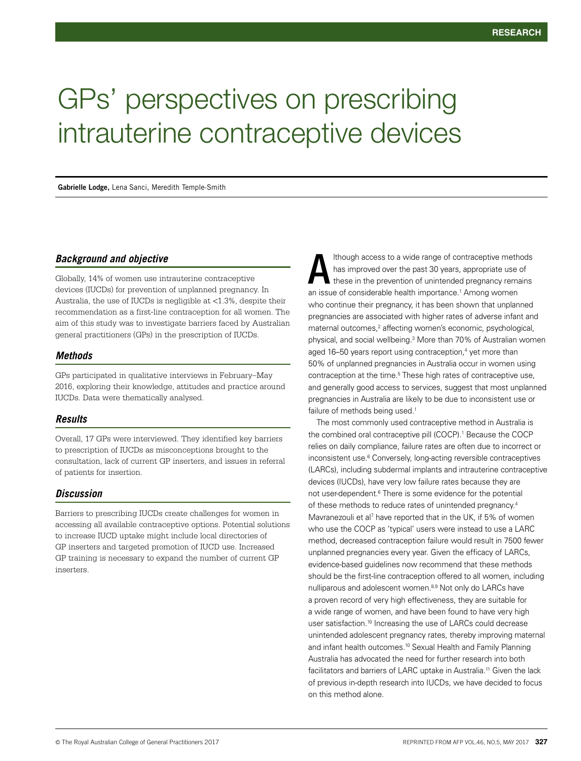# GPs' perspectives on prescribing intrauterine contraceptive devices

**Gabrielle Lodge,** Lena Sanci, Meredith Temple-Smith

### *Background and objective*

Globally, 14% of women use intrauterine contraceptive devices (IUCDs) for prevention of unplanned pregnancy. In Australia, the use of IUCDs is negligible at <1.3%, despite their recommendation as a first-line contraception for all women. The aim of this study was to investigate barriers faced by Australian general practitioners (GPs) in the prescription of IUCDs.

### *Methods*

GPs participated in qualitative interviews in February–May 2016, exploring their knowledge, attitudes and practice around IUCDs. Data were thematically analysed.

### *Results*

Overall, 17 GPs were interviewed. They identified key barriers to prescription of IUCDs as misconceptions brought to the consultation, lack of current GP inserters, and issues in referral of patients for insertion.

### *Discussion*

Barriers to prescribing IUCDs create challenges for women in accessing all available contraceptive options. Potential solutions to increase IUCD uptake might include local directories of GP inserters and targeted promotion of IUCD use. Increased GP training is necessary to expand the number of current GP inserters.

Although access to a wide range of contraceptive methods has improved over the past 30 years, appropriate use of these in the prevention of unintended pregnancy remains an issue of considerable health importance.[1] Among women who continue their pregnancy, it has been shown that unplanned pregnancies are associated with higher rates of adverse infant and maternal outcomes,[2] affecting women's economic, psychological, physical, and social wellbeing.[3] More than 70% of Australian women aged 16–50 years report using contraception,[4] yet more than 50% of unplanned pregnancies in Australia occur in women using contraception at the time.[5] These high rates of contraceptive use, and generally good access to services, suggest that most unplanned pregnancies in Australia are likely to be due to inconsistent use or failure of methods being used.[1]

The most commonly used contraceptive method in Australia is the combined oral contraceptive pill (COCP).[1] Because the COCP relies on daily compliance, failure rates are often due to incorrect or inconsistent use.[6] Conversely, long-acting reversible contraceptives (LARCs), including subdermal implants and intrauterine contraceptive devices (IUCDs), have very low failure rates because they are not user-dependent.[6] There is some evidence for the potential of these methods to reduce rates of unintended pregnancy.[4] Mavranezouli et al[7] have reported that in the UK, if 5% of women who use the COCP as 'typical' users were instead to use a LARC method, decreased contraception failure would result in 7500 fewer unplanned pregnancies every year. Given the efficacy of LARCs, evidence-based guidelines now recommend that these methods should be the first-line contraception offered to all women, including nulliparous and adolescent women.[8,9] Not only do LARCs have a proven record of very high effectiveness, they are suitable for a wide range of women, and have been found to have very high user satisfaction.[10] Increasing the use of LARCs could decrease unintended adolescent pregnancy rates, thereby improving maternal and infant health outcomes.[10] Sexual Health and Family Planning Australia has advocated the need for further research into both facilitators and barriers of LARC uptake in Australia.[11] Given the lack of previous in-depth research into IUCDs, we have decided to focus on this method alone.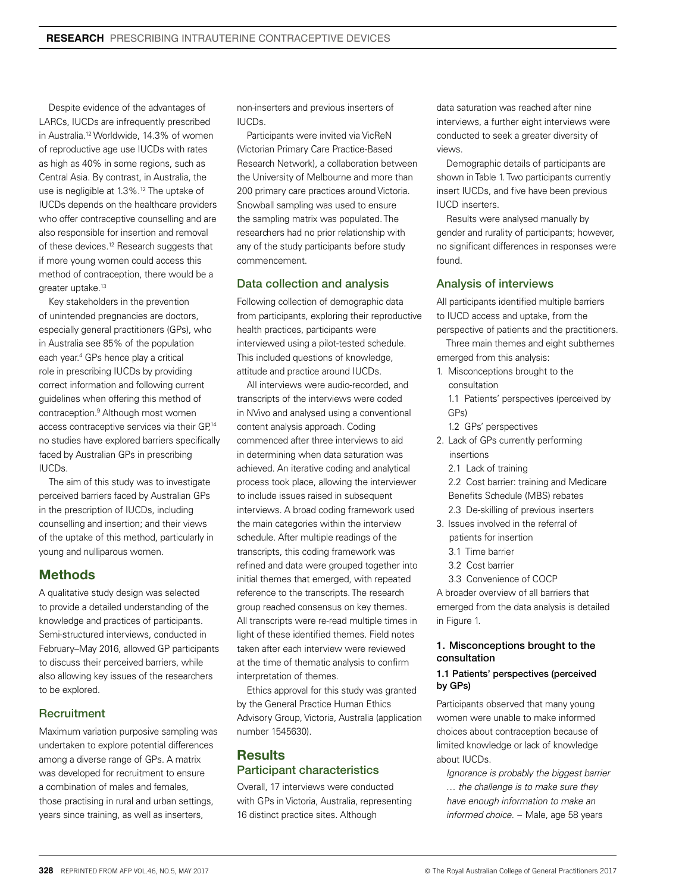Despite evidence of the advantages of LARCs, IUCDs are infrequently prescribed in Australia.[12] Worldwide, 14.3% of women of reproductive age use IUCDs with rates as high as 40% in some regions, such as Central Asia. By contrast, in Australia, the use is negligible at 1.3%.[12] The uptake of IUCDs depends on the healthcare providers who offer contraceptive counselling and are also responsible for insertion and removal of these devices.[12] Research suggests that if more young women could access this method of contraception, there would be a greater uptake.[13]

Key stakeholders in the prevention of unintended pregnancies are doctors, especially general practitioners (GPs), who in Australia see 85% of the population each year.[4] GPs hence play a critical role in prescribing IUCDs by providing correct information and following current guidelines when offering this method of contraception.[9] Although most women access contraceptive services via their GP,[14] no studies have explored barriers specifically faced by Australian GPs in prescribing IUCDs.

The aim of this study was to investigate perceived barriers faced by Australian GPs in the prescription of IUCDs, including counselling and insertion; and their views of the uptake of this method, particularly in young and nulliparous women.

## Methods

A qualitative study design was selected to provide a detailed understanding of the knowledge and practices of participants. Semi-structured interviews, conducted in February–May 2016, allowed GP participants to discuss their perceived barriers, while also allowing key issues of the researchers to be explored.

### Recruitment

Maximum variation purposive sampling was undertaken to explore potential differences among a diverse range of GPs. A matrix was developed for recruitment to ensure a combination of males and females, those practising in rural and urban settings, years since training, as well as inserters, non-inserters and previous inserters of IUCDs.

Participants were invited via VicReN (Victorian Primary Care Practice-Based Research Network), a collaboration between the University of Melbourne and more than 200 primary care practices around Victoria. Snowball sampling was used to ensure the sampling matrix was populated. The researchers had no prior relationship with any of the study participants before study commencement.

### Data collection and analysis

Following collection of demographic data from participants, exploring their reproductive health practices, participants were interviewed using a pilot-tested schedule. This included questions of knowledge, attitude and practice around IUCDs.

All interviews were audio-recorded, and transcripts of the interviews were coded in NVivo and analysed using a conventional content analysis approach. Coding commenced after three interviews to aid in determining when data saturation was achieved. An iterative coding and analytical process took place, allowing the interviewer to include issues raised in subsequent interviews. A broad coding framework used the main categories within the interview schedule. After multiple readings of the transcripts, this coding framework was refined and data were grouped together into initial themes that emerged, with repeated reference to the transcripts. The research group reached consensus on key themes. All transcripts were re-read multiple times in light of these identified themes. Field notes taken after each interview were reviewed at the time of thematic analysis to confirm interpretation of themes.

Ethics approval for this study was granted by the General Practice Human Ethics Advisory Group, Victoria, Australia (application number 1545630).

## Results

### Participant characteristics

Overall, 17 interviews were conducted with GPs in Victoria, Australia, representing 16 distinct practice sites. Although data saturation was reached after nine interviews, a further eight interviews were conducted to seek a greater diversity of views.

Demographic details of participants are shown in Table 1. Two participants currently insert IUCDs, and five have been previous IUCD inserters.

Results were analysed manually by gender and rurality of participants; however, no significant differences in responses were found.

### Analysis of interviews

All participants identified multiple barriers to IUCD access and uptake, from the perspective of patients and the practitioners.

Three main themes and eight subthemes emerged from this analysis:

1. Misconceptions brought to the consultation
   - 1.1 Patients' perspectives (perceived by GPs)
   - 1.2 GPs' perspectives
2. Lack of GPs currently performing insertions
   - 2.1 Lack of training
   - 2.2 Cost barrier: training and Medicare Benefits Schedule (MBS) rebates
   - 2.3 De-skilling of previous inserters
3. Issues involved in the referral of patients for insertion
   - 3.1 Time barrier
   - 3.2 Cost barrier
   - 3.3 Convenience of COCP

A broader overview of all barriers that emerged from the data analysis is detailed in Figure 1.

#### 1. Misconceptions brought to the consultation

##### 1.1 Patients' perspectives (perceived by GPs)

Participants observed that many young women were unable to make informed choices about contraception because of limited knowledge or lack of knowledge about IUCDs.

*Ignorance is probably the biggest barrier … the challenge is to make sure they have enough information to make an informed choice.* – Male, age 58 years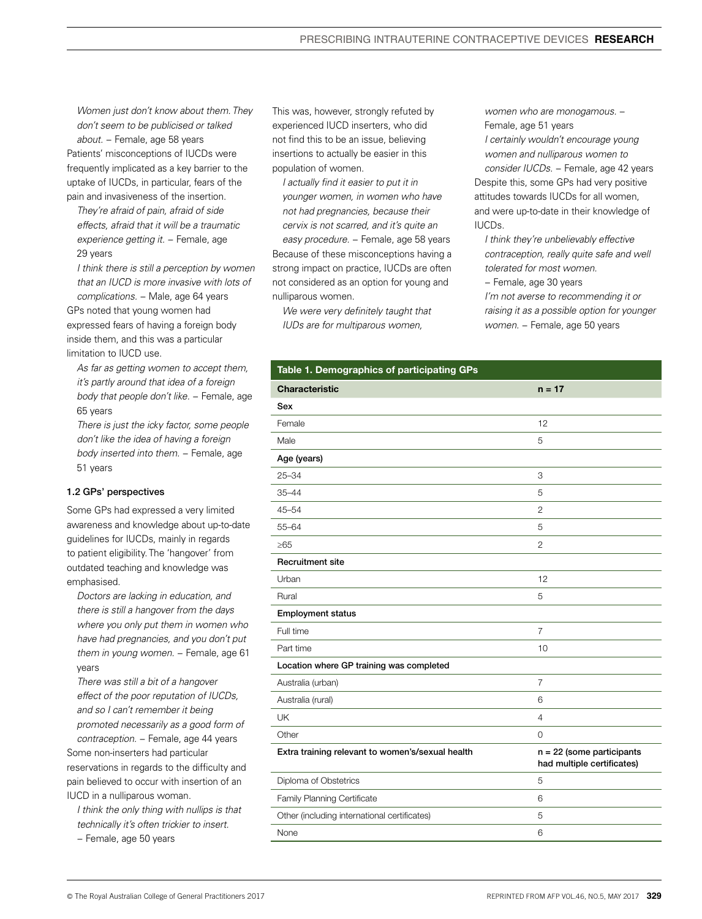*Women just don't know about them. They don't seem to be publicised or talked about.* – Female, age 58 years

Patients' misconceptions of IUCDs were frequently implicated as a key barrier to the uptake of IUCDs, in particular, fears of the pain and invasiveness of the insertion.

*They're afraid of pain, afraid of side effects, afraid that it will be a traumatic experience getting it.* – Female, age 29 years

*I think there is still a perception by women that an IUCD is more invasive with lots of complications.* – Male, age 64 years

GPs noted that young women had expressed fears of having a foreign body inside them, and this was a particular limitation to IUCD use.

*As far as getting women to accept them, it's partly around that idea of a foreign body that people don't like.* – Female, age 65 years

*There is just the icky factor, some people don't like the idea of having a foreign body inserted into them.* – Female, age 51 years

#### 1.2 GPs' perspectives

Some GPs had expressed a very limited awareness and knowledge about up-to-date guidelines for IUCDs, mainly in regards to patient eligibility. The 'hangover' from outdated teaching and knowledge was emphasised.

*Doctors are lacking in education, and there is still a hangover from the days where you only put them in women who have had pregnancies, and you don't put them in young women.* – Female, age 61 years

*There was still a bit of a hangover effect of the poor reputation of IUCDs, and so I can't remember it being promoted necessarily as a good form of contraception.* – Female, age 44 years

Some non-inserters had particular reservations in regards to the difficulty and pain believed to occur with insertion of an IUCD in a nulliparous woman.

*I think the only thing with nullips is that technically it's often trickier to insert.* – Female, age 50 years

This was, however, strongly refuted by experienced IUCD inserters, who did not find this to be an issue, believing insertions to actually be easier in this population of women.

*I actually find it easier to put it in younger women, in women who have not had pregnancies, because their cervix is not scarred, and it's quite an easy procedure.* – Female, age 58 years

Because of these misconceptions having a strong impact on practice, IUCDs are often not considered as an option for young and nulliparous women.

*We were very definitely taught that IUDs are for multiparous women, women who are monogamous.* – Female, age 51 years

*I certainly wouldn't encourage young women and nulliparous women to consider IUCDs.* – Female, age 42 years

Despite this, some GPs had very positive attitudes towards IUCDs for all women, and were up-to-date in their knowledge of IUCDs.

*I think they're unbelievably effective contraception, really quite safe and well tolerated for most women.* – Female, age 30 years

*I'm not averse to recommending it or raising it as a possible option for younger women.* – Female, age 50 years

**Table 1. Demographics of participating GPs**

| Characteristic | n = 17 |
|---|---|
| **Sex** | |
| Female | 12 |
| Male | 5 |
| **Age (years)** | |
| 25–34 | 3 |
| 35–44 | 5 |
| 45–54 | 2 |
| 55–64 | 5 |
| ≥65 | 2 |
| **Recruitment site** | |
| Urban | 12 |
| Rural | 5 |
| **Employment status** | |
| Full time | 7 |
| Part time | 10 |
| **Location where GP training was completed** | |
| Australia (urban) | 7 |
| Australia (rural) | 6 |
| UK | 4 |
| Other | 0 |
| **Extra training relevant to women's/sexual health** | **n = 22 (some participants had multiple certificates)** |
| Diploma of Obstetrics | 5 |
| Family Planning Certificate | 6 |
| Other (including international certificates) | 5 |
| None | 6 |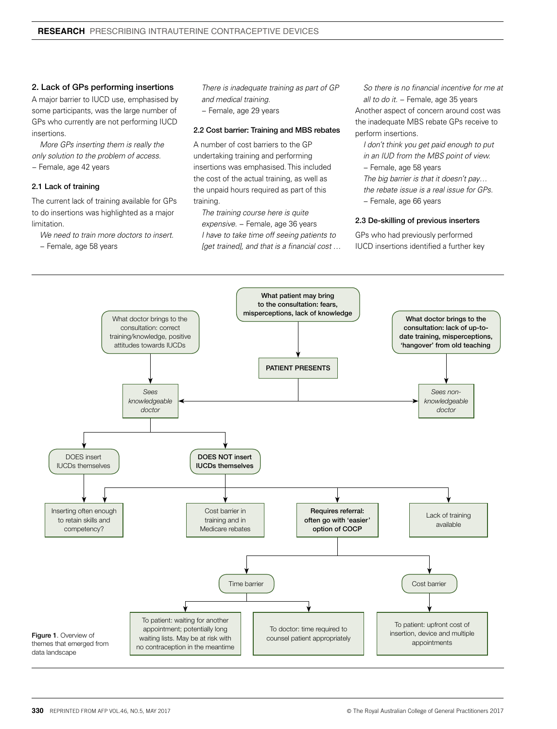### 2. Lack of GPs performing insertions

A major barrier to IUCD use, emphasised by some participants, was the large number of GPs who currently are not performing IUCD insertions.

*More GPs inserting them is really the only solution to the problem of access.*
– Female, age 42 years

#### 2.1 Lack of training

The current lack of training available for GPs to do insertions was highlighted as a major limitation.

*We need to train more doctors to insert.*
– Female, age 58 years

*There is inadequate training as part of GP and medical training.*
– Female, age 29 years

#### 2.2 Cost barrier: Training and MBS rebates

A number of cost barriers to the GP undertaking training and performing insertions was emphasised. This included the cost of the actual training, as well as the unpaid hours required as part of this training.

*The training course here is quite expensive.* – Female, age 36 years
*I have to take time off seeing patients to [get trained], and that is a financial cost … So there is no financial incentive for me at all to do it.* – Female, age 35 years

Another aspect of concern around cost was the inadequate MBS rebate GPs receive to perform insertions.

*I don't think you get paid enough to put in an IUD from the MBS point of view.*
– Female, age 58 years
*The big barrier is that it doesn't pay… the rebate issue is a real issue for GPs.*
– Female, age 66 years

#### 2.3 De-skilling of previous inserters

GPs who had previously performed IUCD insertions identified a further key

What patient may bring to the consultation: fears, misperceptions, lack of knowledge → PATIENT PRESENTS

What doctor brings to the consultation: correct training/knowledge, positive attitudes towards IUCDs → *Sees knowledgeable doctor*

What doctor brings to the consultation: lack of up-to-date training, misperceptions, 'hangover' from old teaching → *Sees non-knowledgeable doctor*

*Sees knowledgeable doctor* → DOES insert IUCDs themselves → Inserting often enough to retain skills and competency?

*Sees knowledgeable doctor* → DOES NOT insert IUCDs themselves → Inserting often enough to retain skills and competency?; Cost barrier in training and in Medicare rebates; Requires referral: often go with 'easier' option of COCP; Lack of training available

Requires referral → Time barrier → To patient: waiting for another appointment; potentially long waiting lists. May be at risk with no contraception in the meantime; To doctor: time required to counsel patient appropriately

Requires referral → Cost barrier → To patient: upfront cost of insertion, device and multiple appointments

Figure 1. Overview of themes that emerged from data landscape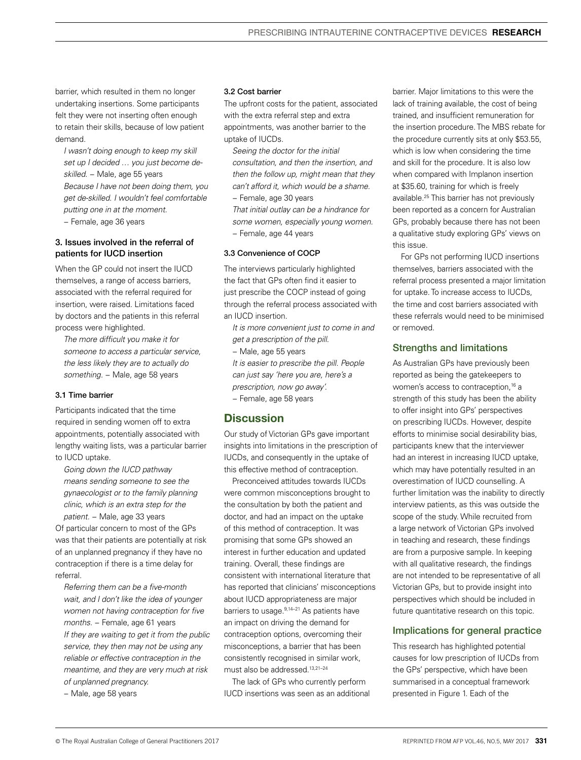barrier, which resulted in them no longer undertaking insertions. Some participants felt they were not inserting often enough to retain their skills, because of low patient demand.

*I wasn't doing enough to keep my skill set up I decided … you just become de-skilled.* – Male, age 55 years

*Because I have not been doing them, you get de-skilled. I wouldn't feel comfortable putting one in at the moment.* – Female, age 36 years

### 3. Issues involved in the referral of patients for IUCD insertion

When the GP could not insert the IUCD themselves, a range of access barriers, associated with the referral required for insertion, were raised. Limitations faced by doctors and the patients in this referral process were highlighted.

*The more difficult you make it for someone to access a particular service, the less likely they are to actually do something.* – Male, age 58 years

#### 3.1 Time barrier

Participants indicated that the time required in sending women off to extra appointments, potentially associated with lengthy waiting lists, was a particular barrier to IUCD uptake.

*Going down the IUCD pathway means sending someone to see the gynaecologist or to the family planning clinic, which is an extra step for the patient.* – Male, age 33 years

Of particular concern to most of the GPs was that their patients are potentially at risk of an unplanned pregnancy if they have no contraception if there is a time delay for referral.

*Referring them can be a five-month wait, and I don't like the idea of younger women not having contraception for five months.* – Female, age 61 years

*If they are waiting to get it from the public service, they then may not be using any reliable or effective contraception in the meantime, and they are very much at risk of unplanned pregnancy.* – Male, age 58 years

#### 3.2 Cost barrier

The upfront costs for the patient, associated with the extra referral step and extra appointments, was another barrier to the uptake of IUCDs.

*Seeing the doctor for the initial consultation, and then the insertion, and then the follow up, might mean that they can't afford it, which would be a shame.* – Female, age 30 years

*That initial outlay can be a hindrance for some women, especially young women.* – Female, age 44 years

#### 3.3 Convenience of COCP

The interviews particularly highlighted the fact that GPs often find it easier to just prescribe the COCP instead of going through the referral process associated with an IUCD insertion.

*It is more convenient just to come in and get a prescription of the pill.* – Male, age 55 years

*It is easier to prescribe the pill. People can just say 'here you are, here's a prescription, now go away'.* – Female, age 58 years

## Discussion

Our study of Victorian GPs gave important insights into limitations in the prescription of IUCDs, and consequently in the uptake of this effective method of contraception.

Preconceived attitudes towards IUCDs were common misconceptions brought to the consultation by both the patient and doctor, and had an impact on the uptake of this method of contraception. It was promising that some GPs showed an interest in further education and updated training. Overall, these findings are consistent with international literature that has reported that clinicians' misconceptions about IUCD appropriateness are major barriers to usage.[9,14–21] As patients have an impact on driving the demand for contraception options, overcoming their misconceptions, a barrier that has been consistently recognised in similar work, must also be addressed.[13,21–24]

The lack of GPs who currently perform IUCD insertions was seen as an additional barrier. Major limitations to this were the lack of training available, the cost of being trained, and insufficient remuneration for the insertion procedure. The MBS rebate for the procedure currently sits at only $53.55, which is low when considering the time and skill for the procedure. It is also low when compared with Implanon insertion at $35.60, training for which is freely available.[25] This barrier has not previously been reported as a concern for Australian GPs, probably because there has not been a qualitative study exploring GPs' views on this issue.

For GPs not performing IUCD insertions themselves, barriers associated with the referral process presented a major limitation for uptake. To increase access to IUCDs, the time and cost barriers associated with these referrals would need to be minimised or removed.

## Strengths and limitations

As Australian GPs have previously been reported as being the gatekeepers to women's access to contraception,[16] a strength of this study has been the ability to offer insight into GPs' perspectives on prescribing IUCDs. However, despite efforts to minimise social desirability bias, participants knew that the interviewer had an interest in increasing IUCD uptake, which may have potentially resulted in an overestimation of IUCD counselling. A further limitation was the inability to directly interview patients, as this was outside the scope of the study. While recruited from a large network of Victorian GPs involved in teaching and research, these findings are from a purposive sample. In keeping with all qualitative research, the findings are not intended to be representative of all Victorian GPs, but to provide insight into perspectives which should be included in future quantitative research on this topic.

## Implications for general practice

This research has highlighted potential causes for low prescription of IUCDs from the GPs' perspective, which have been summarised in a conceptual framework presented in Figure 1. Each of the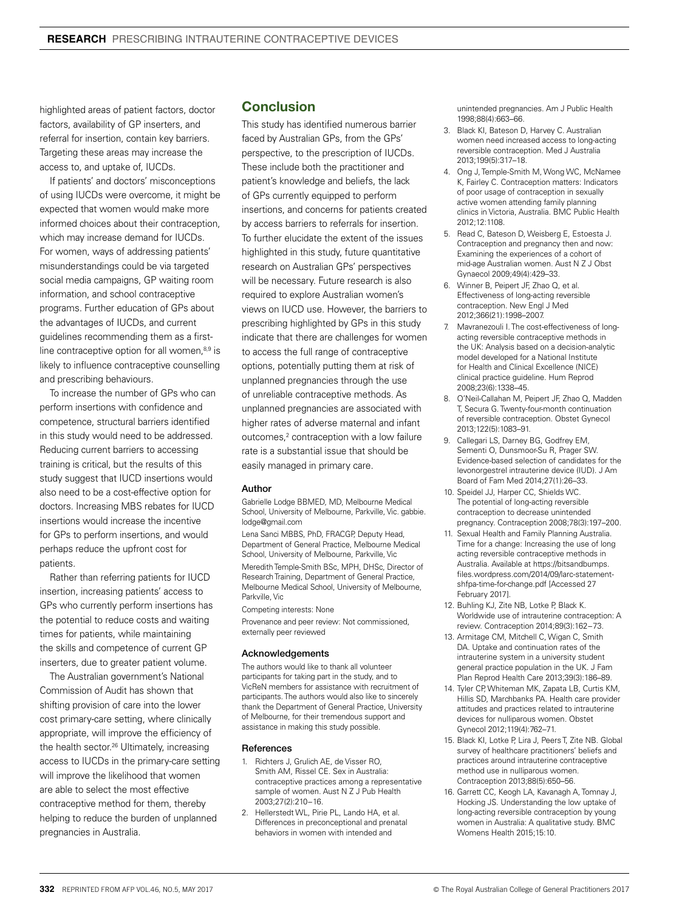highlighted areas of patient factors, doctor factors, availability of GP inserters, and referral for insertion, contain key barriers. Targeting these areas may increase the access to, and uptake of, IUCDs.

If patients' and doctors' misconceptions of using IUCDs were overcome, it might be expected that women would make more informed choices about their contraception, which may increase demand for IUCDs. For women, ways of addressing patients' misunderstandings could be via targeted social media campaigns, GP waiting room information, and school contraceptive programs. Further education of GPs about the advantages of IUCDs, and current guidelines recommending them as a first-line contraceptive option for all women,[8,9] is likely to influence contraceptive counselling and prescribing behaviours.

To increase the number of GPs who can perform insertions with confidence and competence, structural barriers identified in this study would need to be addressed. Reducing current barriers to accessing training is critical, but the results of this study suggest that IUCD insertions would also need to be a cost-effective option for doctors. Increasing MBS rebates for IUCD insertions would increase the incentive for GPs to perform insertions, and would perhaps reduce the upfront cost for patients.

Rather than referring patients for IUCD insertion, increasing patients' access to GPs who currently perform insertions has the potential to reduce costs and waiting times for patients, while maintaining the skills and competence of current GP inserters, due to greater patient volume.

The Australian government's National Commission of Audit has shown that shifting provision of care into the lower cost primary-care setting, where clinically appropriate, will improve the efficiency of the health sector.[26] Ultimately, increasing access to IUCDs in the primary-care setting will improve the likelihood that women are able to select the most effective contraceptive method for them, thereby helping to reduce the burden of unplanned pregnancies in Australia.

## Conclusion

This study has identified numerous barrier faced by Australian GPs, from the GPs' perspective, to the prescription of IUCDs. These include both the practitioner and patient's knowledge and beliefs, the lack of GPs currently equipped to perform insertions, and concerns for patients created by access barriers to referrals for insertion. To further elucidate the extent of the issues highlighted in this study, future quantitative research on Australian GPs' perspectives will be necessary. Future research is also required to explore Australian women's views on IUCD use. However, the barriers to prescribing highlighted by GPs in this study indicate that there are challenges for women to access the full range of contraceptive options, potentially putting them at risk of unplanned pregnancies through the use of unreliable contraceptive methods. As unplanned pregnancies are associated with higher rates of adverse maternal and infant outcomes,[2] contraception with a low failure rate is a substantial issue that should be easily managed in primary care.

### Author

Gabrielle Lodge BBMED, MD, Melbourne Medical School, University of Melbourne, Parkville, Vic. gabbie.lodge@gmail.com

Lena Sanci MBBS, PhD, FRACGP, Deputy Head, Department of General Practice, Melbourne Medical School, University of Melbourne, Parkville, Vic

Meredith Temple-Smith BSc, MPH, DHSc, Director of Research Training, Department of General Practice, Melbourne Medical School, University of Melbourne, Parkville, Vic

Competing interests: None

Provenance and peer review: Not commissioned, externally peer reviewed

### Acknowledgements

The authors would like to thank all volunteer participants for taking part in the study, and to VicReN members for assistance with recruitment of participants. The authors would also like to sincerely thank the Department of General Practice, University of Melbourne, for their tremendous support and assistance in making this study possible.

### References

1. Richters J, Grulich AE, de Visser RO, Smith AM, Rissel CE. Sex in Australia: contraceptive practices among a representative sample of women. Aust N Z J Pub Health 2003;27(2):210–16.
2. Hellerstedt WL, Pirie PL, Lando HA, et al. Differences in preconceptional and prenatal behaviors in women with intended and unintended pregnancies. Am J Public Health 1998;88(4):663–66.
3. Black KI, Bateson D, Harvey C. Australian women need increased access to long-acting reversible contraception. Med J Australia 2013;199(5):317–18.
4. Ong J, Temple-Smith M, Wong WC, McNamee K, Fairley C. Contraception matters: Indicators of poor usage of contraception in sexually active women attending family planning clinics in Victoria, Australia. BMC Public Health 2012;12:1108.
5. Read C, Bateson D, Weisberg E, Estoesta J. Contraception and pregnancy then and now: Examining the experiences of a cohort of mid-age Australian women. Aust N Z J Obst Gynaecol 2009;49(4):429–33.
6. Winner B, Peipert JF, Zhao Q, et al. Effectiveness of long-acting reversible contraception. New Engl J Med 2012;366(21):1998–2007.
7. Mavranezouli I. The cost-effectiveness of long-acting reversible contraceptive methods in the UK: Analysis based on a decision-analytic model developed for a National Institute for Health and Clinical Excellence (NICE) clinical practice guideline. Hum Reprod 2008;23(6):1338–45.
8. O'Neil-Callahan M, Peipert JF, Zhao Q, Madden T, Secura G. Twenty-four-month continuation of reversible contraception. Obstet Gynecol 2013;122(5):1083–91.
9. Callegari LS, Darney BG, Godfrey EM, Sementi O, Dunsmoor-Su R, Prager SW. Evidence-based selection of candidates for the levonorgestrel intrauterine device (IUD). J Am Board of Fam Med 2014;27(1):26–33.
10. Speidel JJ, Harper CC, Shields WC. The potential of long-acting reversible contraception to decrease unintended pregnancy. Contraception 2008;78(3):197–200.
11. Sexual Health and Family Planning Australia. Time for a change: Increasing the use of long acting reversible contraceptive methods in Australia. Available at https://bitsandbumps.files.wordpress.com/2014/09/larc-statement-shfpa-time-for-change.pdf [Accessed 27 February 2017].
12. Buhling KJ, Zite NB, Lotke P, Black K. Worldwide use of intrauterine contraception: A review. Contraception 2014;89(3):162–73.
13. Armitage CM, Mitchell C, Wigan C, Smith DA. Uptake and continuation rates of the intrauterine system in a university student general practice population in the UK. J Fam Plan Reprod Health Care 2013;39(3):186–89.
14. Tyler CP, Whiteman MK, Zapata LB, Curtis KM, Hillis SD, Marchbanks PA. Health care provider attitudes and practices related to intrauterine devices for nulliparous women. Obstet Gynecol 2012;119(4):762–71.
15. Black KI, Lotke P, Lira J, Peers T, Zite NB. Global survey of healthcare practitioners' beliefs and practices around intrauterine contraceptive method use in nulliparous women. Contraception 2013;88(5):650–56.
16. Garrett CC, Keogh LA, Kavanagh A, Tomnay J, Hocking JS. Understanding the low uptake of long-acting reversible contraception by young women in Australia: A qualitative study. BMC Womens Health 2015;15:10.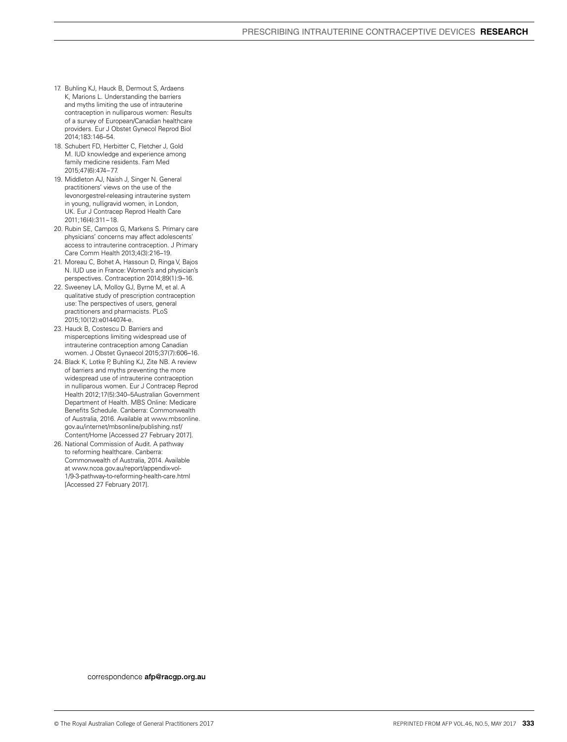17. Buhling KJ, Hauck B, Dermout S, Ardaens K, Marions L. Understanding the barriers and myths limiting the use of intrauterine contraception in nulliparous women: Results of a survey of European/Canadian healthcare providers. Eur J Obstet Gynecol Reprod Biol 2014;183:146–54.
18. Schubert FD, Herbitter C, Fletcher J, Gold M. IUD knowledge and experience among family medicine residents. Fam Med 2015;47(6):474–77.
19. Middleton AJ, Naish J, Singer N. General practitioners' views on the use of the levonorgestrel-releasing intrauterine system in young, nulligravid women, in London, UK. Eur J Contracep Reprod Health Care 2011;16(4):311–18.
20. Rubin SE, Campos G, Markens S. Primary care physicians' concerns may affect adolescents' access to intrauterine contraception. J Primary Care Comm Health 2013;4(3):216–19.
21. Moreau C, Bohet A, Hassoun D, Ringa V, Bajos N. IUD use in France: Women's and physician's perspectives. Contraception 2014;89(1):9–16.
22. Sweeney LA, Molloy GJ, Byrne M, et al. A qualitative study of prescription contraception use: The perspectives of users, general practitioners and pharmacists. PLoS 2015;10(12):e0144074-e.
23. Hauck B, Costescu D. Barriers and misperceptions limiting widespread use of intrauterine contraception among Canadian women. J Obstet Gynaecol 2015;37(7):606–16.
24. Black K, Lotke P, Buhling KJ, Zite NB. A review of barriers and myths preventing the more widespread use of intrauterine contraception in nulliparous women. Eur J Contracep Reprod Health 2012;17(5):340–5Australian Government Department of Health. MBS Online: Medicare Benefits Schedule. Canberra: Commonwealth of Australia, 2016. Available at www.mbsonline.gov.au/internet/mbsonline/publishing.nsf/Content/Home [Accessed 27 February 2017].
26. National Commission of Audit. A pathway to reforming healthcare. Canberra: Commonwealth of Australia, 2014. Available at www.ncoa.gov.au/report/appendix-vol-1/9-3-pathway-to-reforming-health-care.html [Accessed 27 February 2017].

correspondence **afp@racgp.org.au**